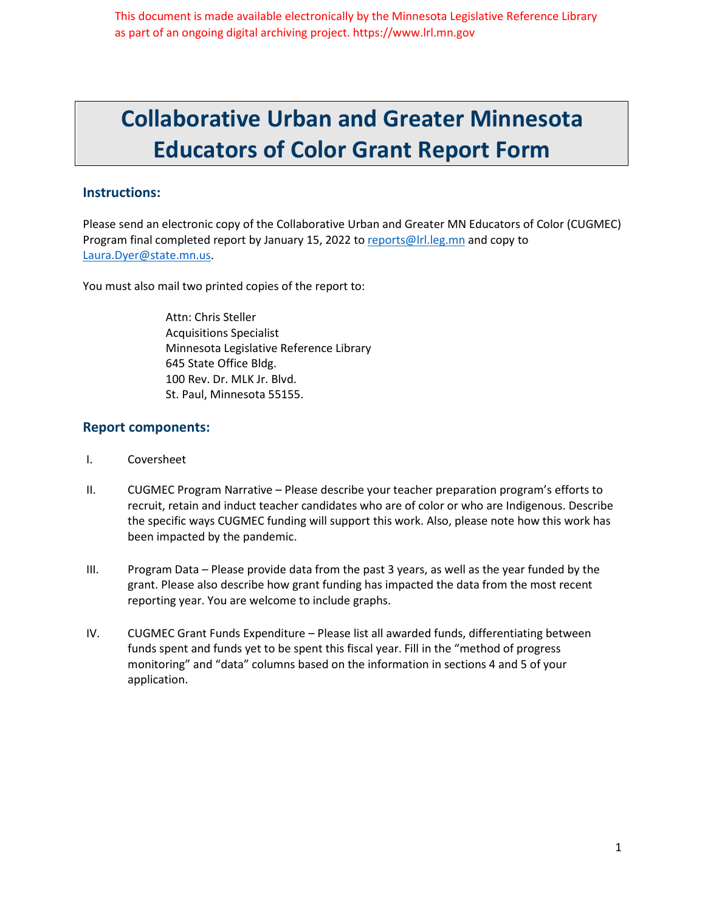This document is made available electronically by the Minnesota Legislative Reference Library as part of an ongoing digital archiving project. https://www.lrl.mn.gov

# Collaborative Urban and Greater Minnesota Educators of Color Grant Report Form

## Instructions:

Please send an electronic copy of the Collaborative Urban and Greater MN Educators of Color (CUGMEC) Program final completed report by January 15, 2022 to reports@lrl.leg.mn and copy to Laura.Dyer@state.mn.us.

You must also mail two printed copies of the report to:

Attn: Chris Steller
Acquisitions Specialist
Minnesota Legislative Reference Library
645 State Office Bldg.
100 Rev. Dr. MLK Jr. Blvd.
St. Paul, Minnesota 55155.

## Report components:

I. Coversheet

II. CUGMEC Program Narrative – Please describe your teacher preparation program's efforts to recruit, retain and induct teacher candidates who are of color or who are Indigenous. Describe the specific ways CUGMEC funding will support this work. Also, please note how this work has been impacted by the pandemic.

III. Program Data – Please provide data from the past 3 years, as well as the year funded by the grant. Please also describe how grant funding has impacted the data from the most recent reporting year. You are welcome to include graphs.

IV. CUGMEC Grant Funds Expenditure – Please list all awarded funds, differentiating between funds spent and funds yet to be spent this fiscal year. Fill in the "method of progress monitoring" and "data" columns based on the information in sections 4 and 5 of your application.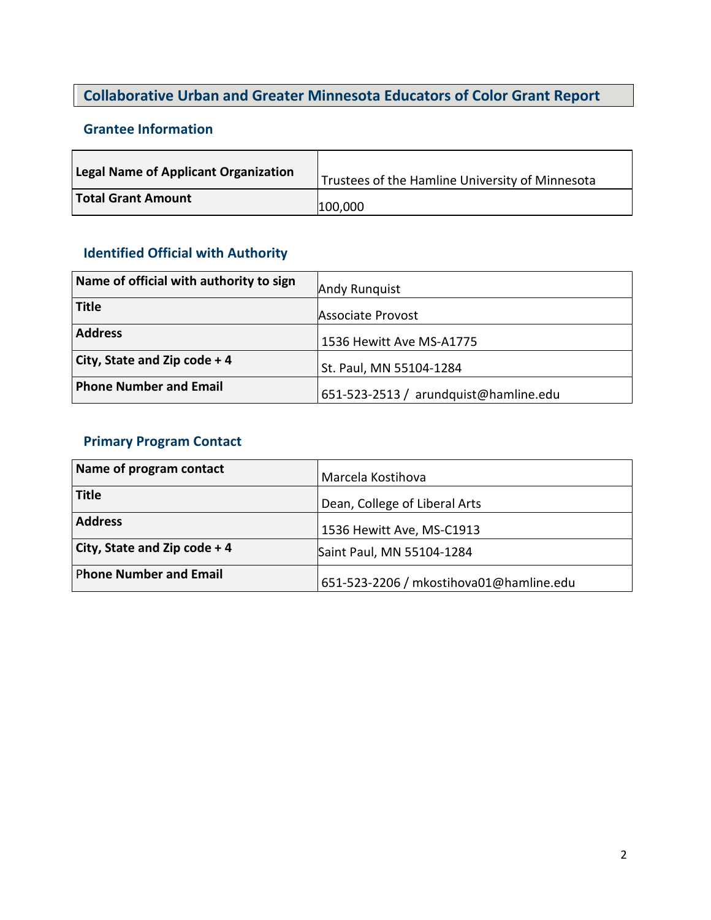# Collaborative Urban and Greater Minnesota Educators of Color Grant Report

## Grantee Information

| | |
|---|---|
| **Legal Name of Applicant Organization** | Trustees of the Hamline University of Minnesota |
| **Total Grant Amount** | 100,000 |

## Identified Official with Authority

| | |
|---|---|
| **Name of official with authority to sign** | Andy Runquist |
| **Title** | Associate Provost |
| **Address** | 1536 Hewitt Ave MS-A1775 |
| **City, State and Zip code + 4** | St. Paul, MN 55104-1284 |
| **Phone Number and Email** | 651-523-2513 / arundquist@hamline.edu |

## Primary Program Contact

| | |
|---|---|
| **Name of program contact** | Marcela Kostihova |
| **Title** | Dean, College of Liberal Arts |
| **Address** | 1536 Hewitt Ave, MS-C1913 |
| **City, State and Zip code + 4** | Saint Paul, MN 55104-1284 |
| **Phone Number and Email** | 651-523-2206 / mkostihova01@hamline.edu |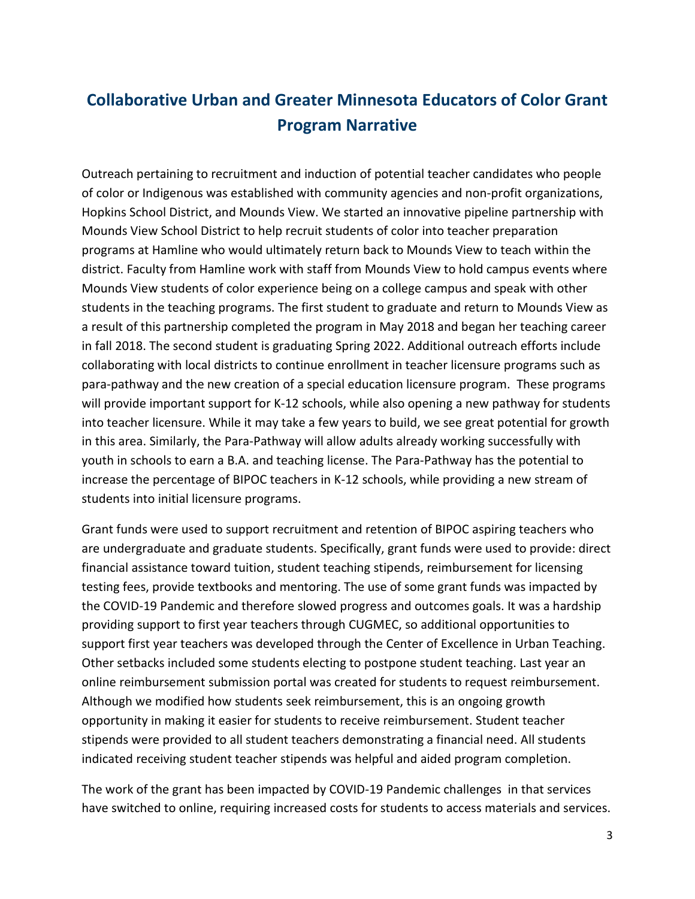# Collaborative Urban and Greater Minnesota Educators of Color Grant Program Narrative

Outreach pertaining to recruitment and induction of potential teacher candidates who people of color or Indigenous was established with community agencies and non-profit organizations, Hopkins School District, and Mounds View. We started an innovative pipeline partnership with Mounds View School District to help recruit students of color into teacher preparation programs at Hamline who would ultimately return back to Mounds View to teach within the district. Faculty from Hamline work with staff from Mounds View to hold campus events where Mounds View students of color experience being on a college campus and speak with other students in the teaching programs. The first student to graduate and return to Mounds View as a result of this partnership completed the program in May 2018 and began her teaching career in fall 2018. The second student is graduating Spring 2022. Additional outreach efforts include collaborating with local districts to continue enrollment in teacher licensure programs such as para-pathway and the new creation of a special education licensure program. These programs will provide important support for K-12 schools, while also opening a new pathway for students into teacher licensure. While it may take a few years to build, we see great potential for growth in this area. Similarly, the Para-Pathway will allow adults already working successfully with youth in schools to earn a B.A. and teaching license. The Para-Pathway has the potential to increase the percentage of BIPOC teachers in K-12 schools, while providing a new stream of students into initial licensure programs.

Grant funds were used to support recruitment and retention of BIPOC aspiring teachers who are undergraduate and graduate students. Specifically, grant funds were used to provide: direct financial assistance toward tuition, student teaching stipends, reimbursement for licensing testing fees, provide textbooks and mentoring. The use of some grant funds was impacted by the COVID-19 Pandemic and therefore slowed progress and outcomes goals. It was a hardship providing support to first year teachers through CUGMEC, so additional opportunities to support first year teachers was developed through the Center of Excellence in Urban Teaching. Other setbacks included some students electing to postpone student teaching. Last year an online reimbursement submission portal was created for students to request reimbursement. Although we modified how students seek reimbursement, this is an ongoing growth opportunity in making it easier for students to receive reimbursement. Student teacher stipends were provided to all student teachers demonstrating a financial need. All students indicated receiving student teacher stipends was helpful and aided program completion.

The work of the grant has been impacted by COVID-19 Pandemic challenges in that services have switched to online, requiring increased costs for students to access materials and services.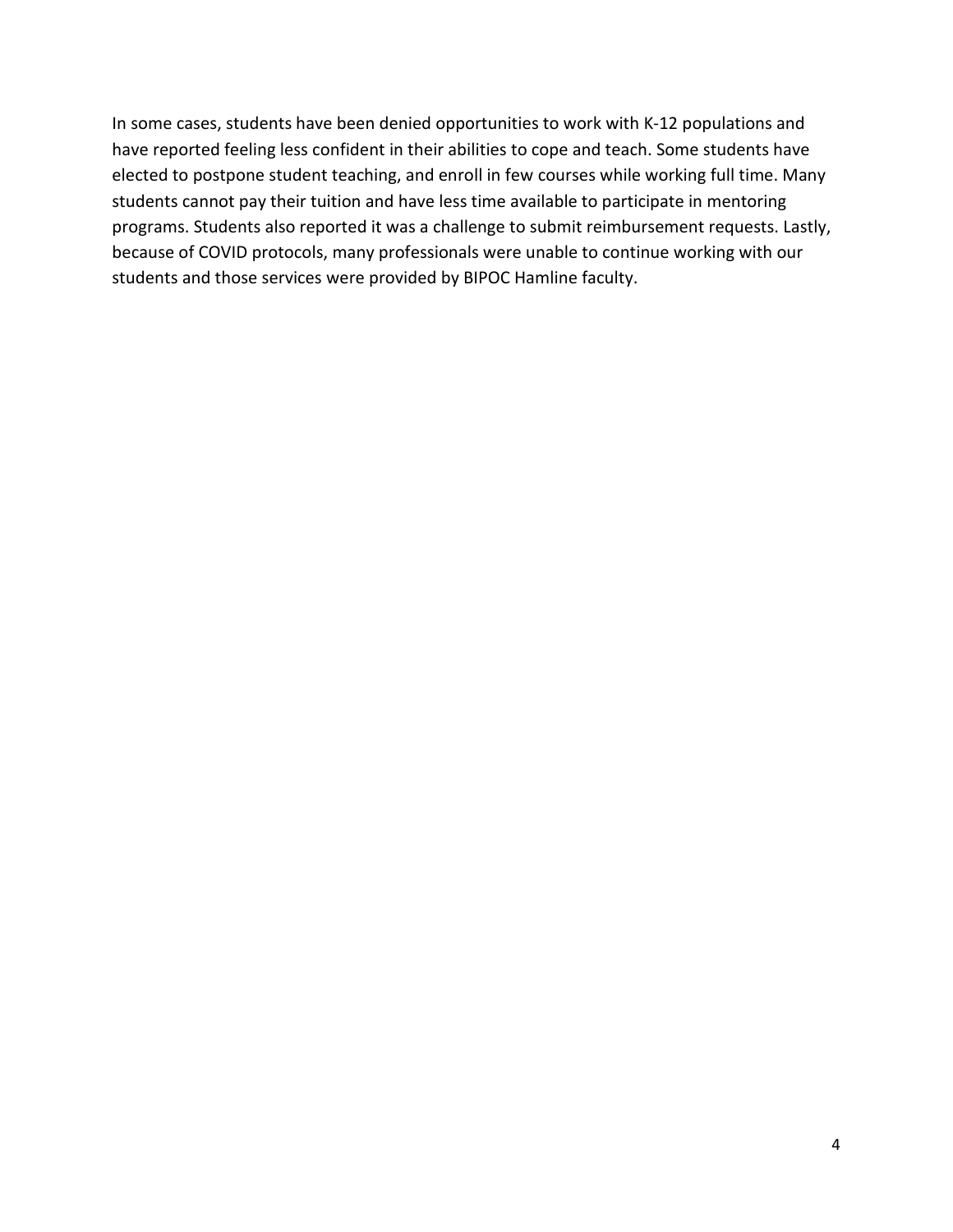In some cases, students have been denied opportunities to work with K-12 populations and have reported feeling less confident in their abilities to cope and teach. Some students have elected to postpone student teaching, and enroll in few courses while working full time. Many students cannot pay their tuition and have less time available to participate in mentoring programs. Students also reported it was a challenge to submit reimbursement requests. Lastly, because of COVID protocols, many professionals were unable to continue working with our students and those services were provided by BIPOC Hamline faculty.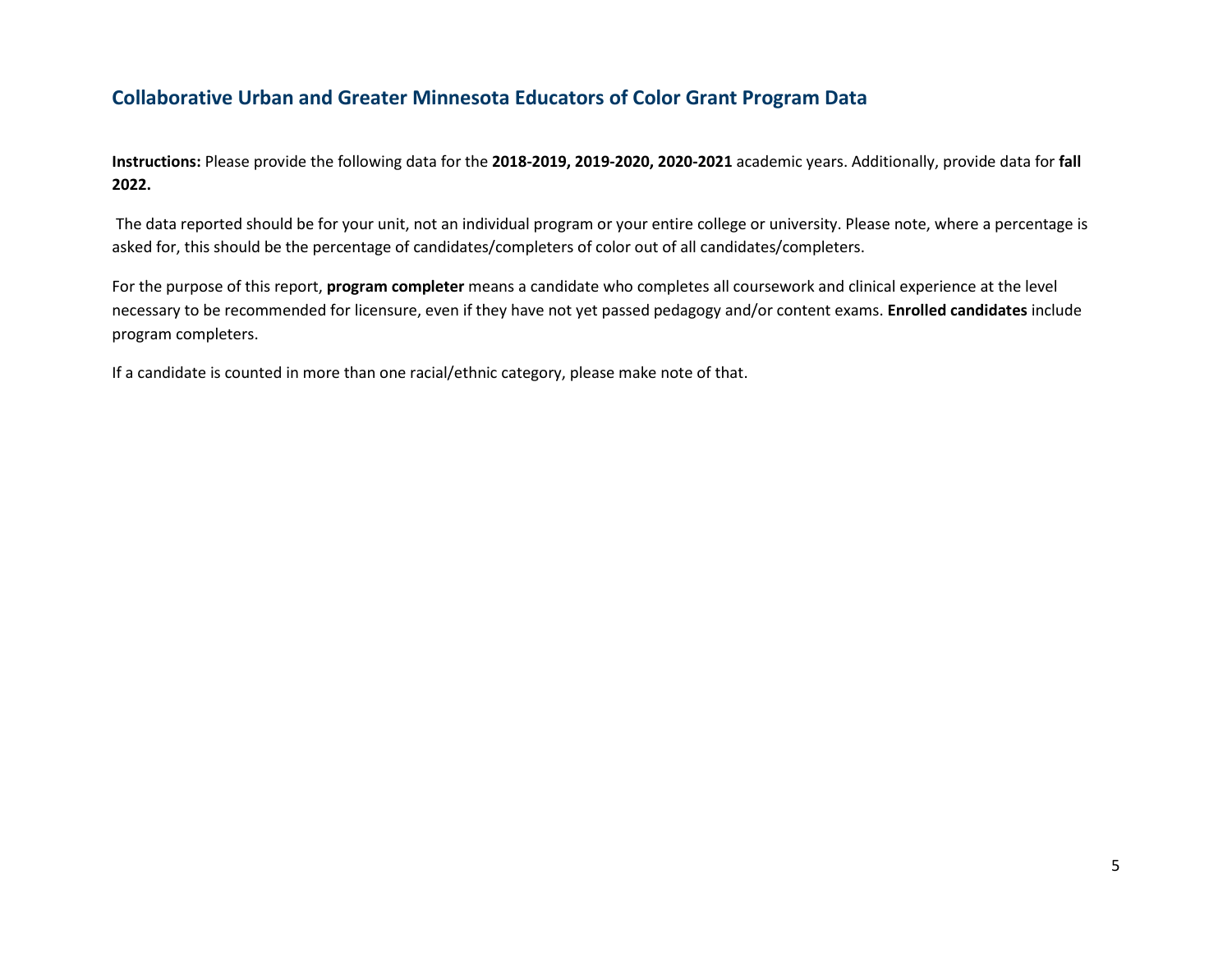## Collaborative Urban and Greater Minnesota Educators of Color Grant Program Data

**Instructions:** Please provide the following data for the **2018-2019, 2019-2020, 2020-2021** academic years. Additionally, provide data for **fall 2022.**

The data reported should be for your unit, not an individual program or your entire college or university. Please note, where a percentage is asked for, this should be the percentage of candidates/completers of color out of all candidates/completers.

For the purpose of this report, **program completer** means a candidate who completes all coursework and clinical experience at the level necessary to be recommended for licensure, even if they have not yet passed pedagogy and/or content exams. **Enrolled candidates** include program completers.

If a candidate is counted in more than one racial/ethnic category, please make note of that.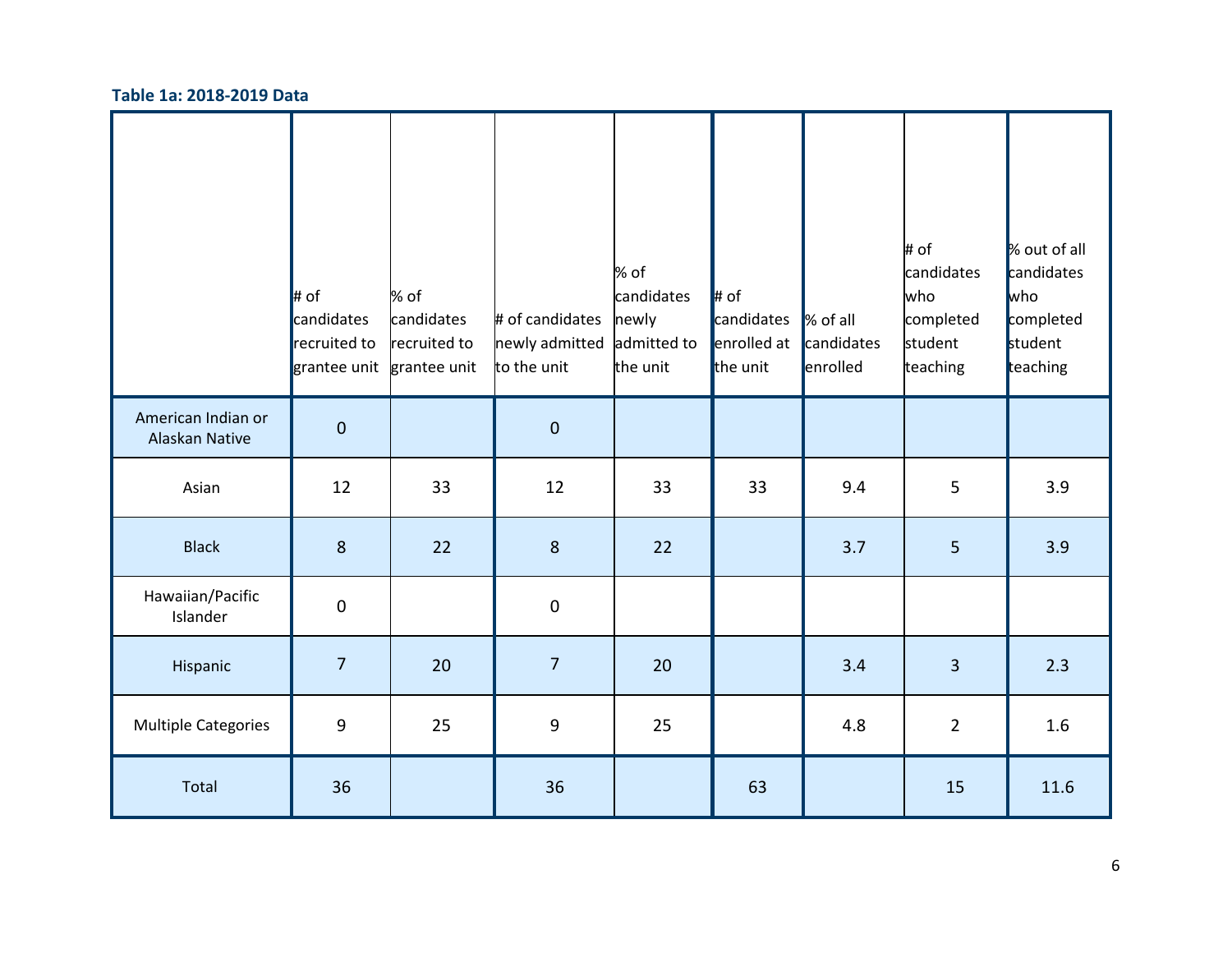**Table 1a: 2018-2019 Data**

| | # of candidates recruited to grantee unit | % of candidates recruited to grantee unit | # of candidates newly admitted to the unit | % of candidates newly admitted to the unit | # of candidates enrolled at the unit | % of all candidates enrolled | # of candidates who completed student teaching | % out of all candidates who completed student teaching |
|---|---|---|---|---|---|---|---|---|
| American Indian or Alaskan Native | 0 | | 0 | | | | | |
| Asian | 12 | 33 | 12 | 33 | 33 | 9.4 | 5 | 3.9 |
| Black | 8 | 22 | 8 | 22 | | 3.7 | 5 | 3.9 |
| Hawaiian/Pacific Islander | 0 | | 0 | | | | | |
| Hispanic | 7 | 20 | 7 | 20 | | 3.4 | 3 | 2.3 |
| Multiple Categories | 9 | 25 | 9 | 25 | | 4.8 | 2 | 1.6 |
| Total | 36 | | 36 | | 63 | | 15 | 11.6 |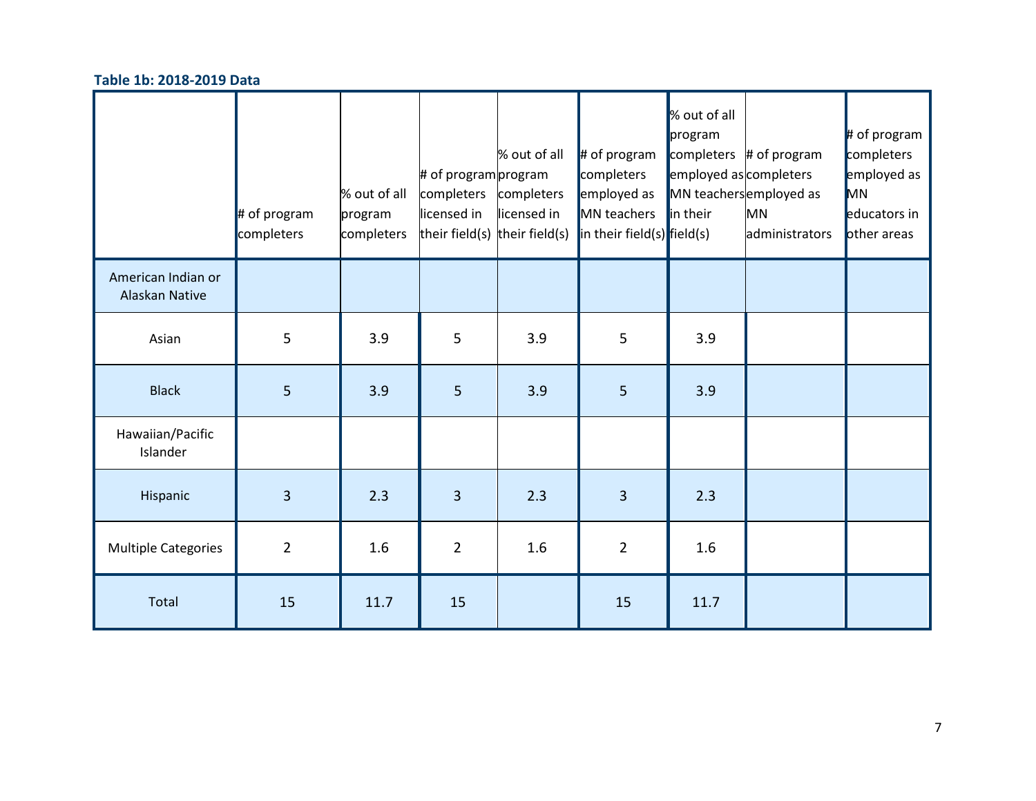**Table 1b: 2018-2019 Data**

| | # of program completers | % out of all program completers | # of program completers licensed in their field(s) | % out of all program completers licensed in their field(s) | # of program completers employed as MN teachers in their field(s) | % out of all program completers employed as MN teachers in their field(s) | # of program completers employed as MN administrators | # of program completers employed as MN educators in other areas |
|---|---|---|---|---|---|---|---|---|
| American Indian or Alaskan Native | | | | | | | | |
| Asian | 5 | 3.9 | 5 | 3.9 | 5 | 3.9 | | |
| Black | 5 | 3.9 | 5 | 3.9 | 5 | 3.9 | | |
| Hawaiian/Pacific Islander | | | | | | | | |
| Hispanic | 3 | 2.3 | 3 | 2.3 | 3 | 2.3 | | |
| Multiple Categories | 2 | 1.6 | 2 | 1.6 | 2 | 1.6 | | |
| Total | 15 | 11.7 | 15 | | 15 | 11.7 | | |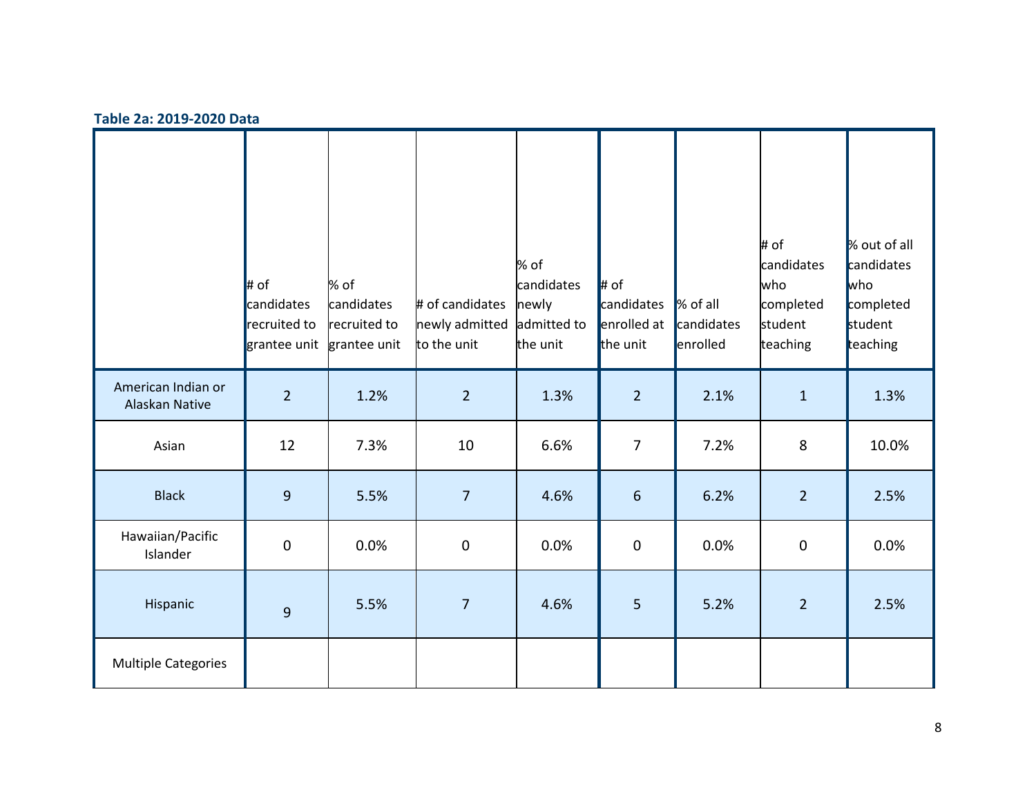**Table 2a: 2019-2020 Data**

| | # of candidates recruited to grantee unit | % of candidates recruited to grantee unit | # of candidates newly admitted to the unit | % of candidates newly admitted to the unit | # of candidates enrolled at the unit | % of all candidates enrolled | # of candidates who completed student teaching | % out of all candidates who completed student teaching |
|---|---|---|---|---|---|---|---|---|
| American Indian or Alaskan Native | 2 | 1.2% | 2 | 1.3% | 2 | 2.1% | 1 | 1.3% |
| Asian | 12 | 7.3% | 10 | 6.6% | 7 | 7.2% | 8 | 10.0% |
| Black | 9 | 5.5% | 7 | 4.6% | 6 | 6.2% | 2 | 2.5% |
| Hawaiian/Pacific Islander | 0 | 0.0% | 0 | 0.0% | 0 | 0.0% | 0 | 0.0% |
| Hispanic | 9 | 5.5% | 7 | 4.6% | 5 | 5.2% | 2 | 2.5% |
| Multiple Categories | | | | | | | | |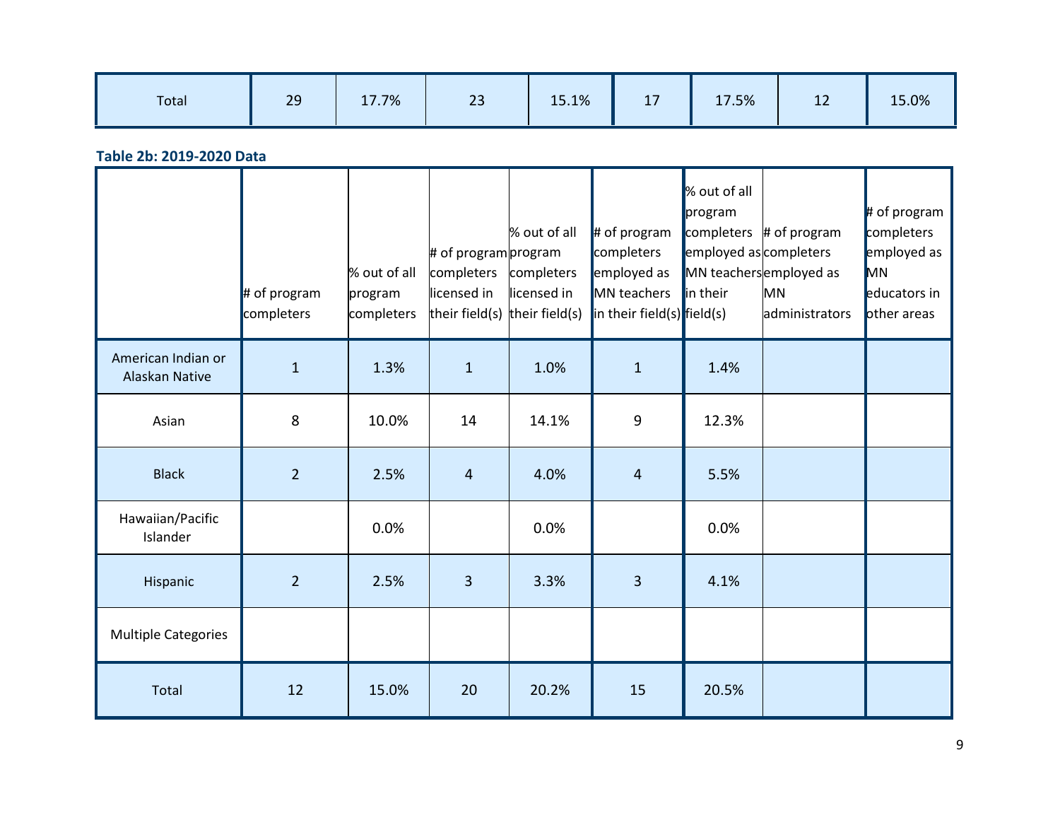| Total | 29 | 17.7% | 23 | 15.1% | 17 | 17.5% | 12 | 15.0% |
|---|---|---|---|---|---|---|---|---|

**Table 2b: 2019-2020 Data**

| | # of program completers | % out of all program completers | # of program completers licensed in their field(s) | % out of all program completers licensed in their field(s) | # of program completers employed as MN teachers in their field(s) | % out of all program completers employed as MN teachers in their field(s) | # of program completers employed as MN administrators | # of program completers employed as MN educators in other areas |
|---|---|---|---|---|---|---|---|---|
| American Indian or Alaskan Native | 1 | 1.3% | 1 | 1.0% | 1 | 1.4% | | |
| Asian | 8 | 10.0% | 14 | 14.1% | 9 | 12.3% | | |
| Black | 2 | 2.5% | 4 | 4.0% | 4 | 5.5% | | |
| Hawaiian/Pacific Islander | | 0.0% | | 0.0% | | 0.0% | | |
| Hispanic | 2 | 2.5% | 3 | 3.3% | 3 | 4.1% | | |
| Multiple Categories | | | | | | | | |
| Total | 12 | 15.0% | 20 | 20.2% | 15 | 20.5% | | |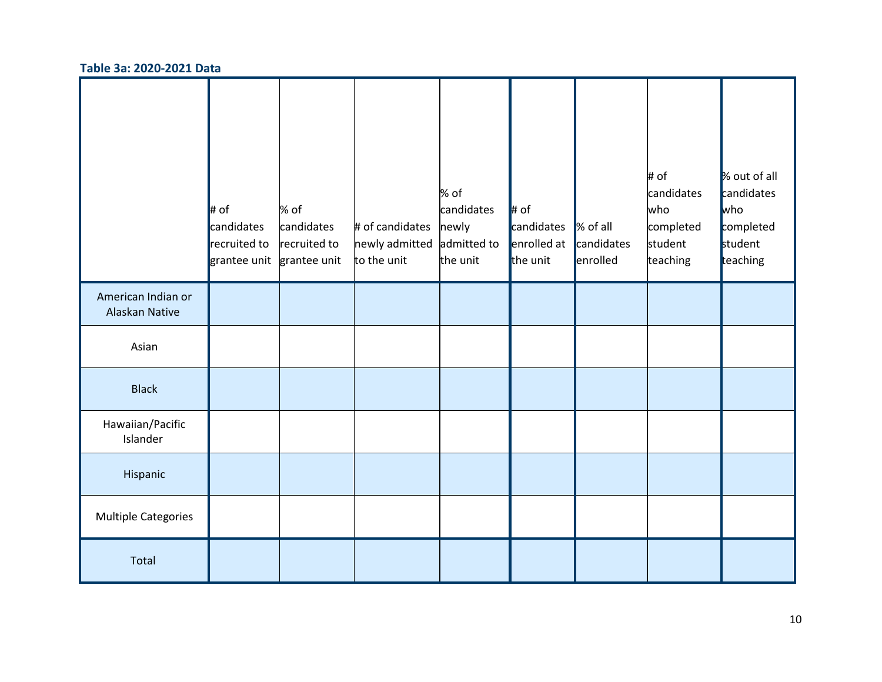**Table 3a: 2020-2021 Data**

| | # of candidates recruited to grantee unit | % of candidates recruited to grantee unit | # of candidates newly admitted to the unit | % of candidates newly admitted to the unit | # of candidates enrolled at the unit | % of all candidates enrolled | # of candidates who completed student teaching | % out of all candidates who completed student teaching |
|---|---|---|---|---|---|---|---|---|
| American Indian or Alaskan Native | | | | | | | | |
| Asian | | | | | | | | |
| Black | | | | | | | | |
| Hawaiian/Pacific Islander | | | | | | | | |
| Hispanic | | | | | | | | |
| Multiple Categories | | | | | | | | |
| Total | | | | | | | | |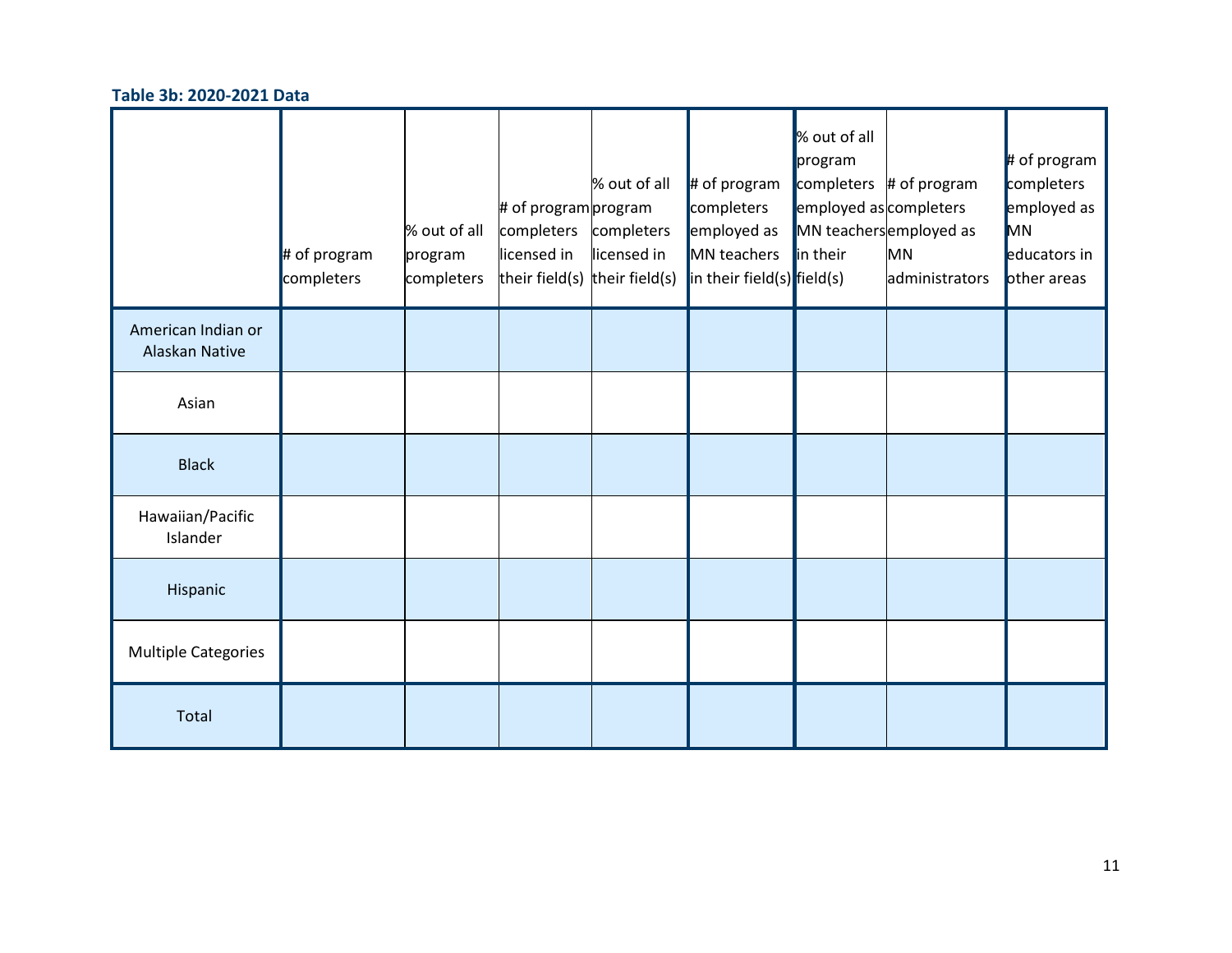**Table 3b: 2020-2021 Data**

| | # of program completers | % out of all program completers | # of program completers licensed in their field(s) | % out of all program completers licensed in their field(s) | # of program completers employed as MN teachers in their field(s) | % out of all program completers employed as MN teachers in their field(s) | # of program completers employed as MN administrators | # of program completers employed as MN educators in other areas |
|---|---|---|---|---|---|---|---|---|
| American Indian or Alaskan Native | | | | | | | | |
| Asian | | | | | | | | |
| Black | | | | | | | | |
| Hawaiian/Pacific Islander | | | | | | | | |
| Hispanic | | | | | | | | |
| Multiple Categories | | | | | | | | |
| Total | | | | | | | | |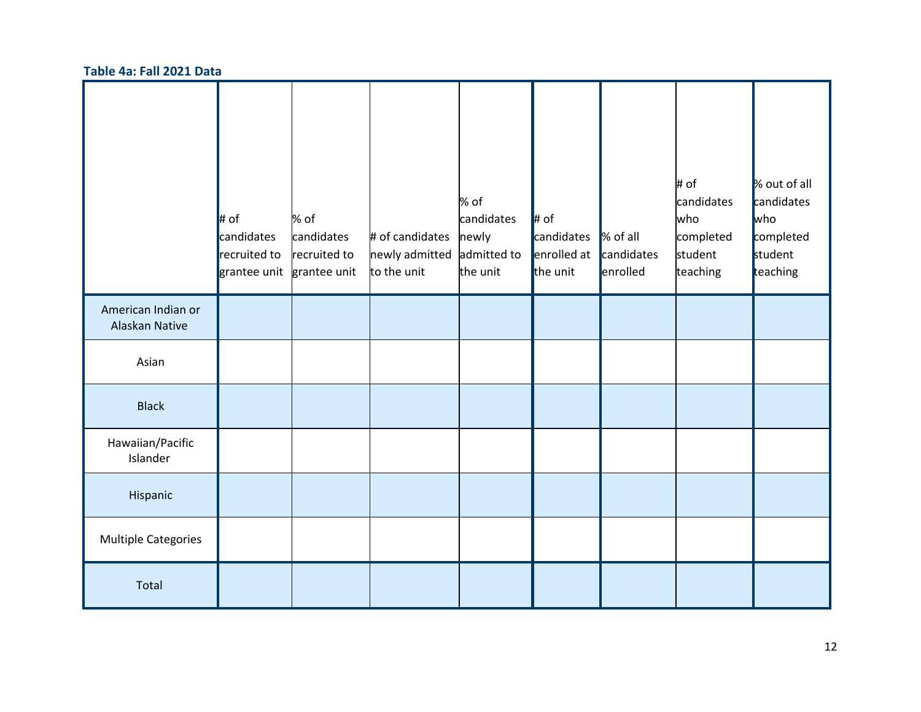**Table 4a: Fall 2021 Data**

| | # of candidates recruited to grantee unit | % of candidates recruited to grantee unit | # of candidates newly admitted to the unit | % of candidates newly admitted to the unit | # of candidates enrolled at the unit | % of all candidates enrolled | # of candidates who completed student teaching | % out of all candidates who completed student teaching |
|---|---|---|---|---|---|---|---|---|
| American Indian or Alaskan Native | | | | | | | | |
| Asian | | | | | | | | |
| Black | | | | | | | | |
| Hawaiian/Pacific Islander | | | | | | | | |
| Hispanic | | | | | | | | |
| Multiple Categories | | | | | | | | |
| Total | | | | | | | | |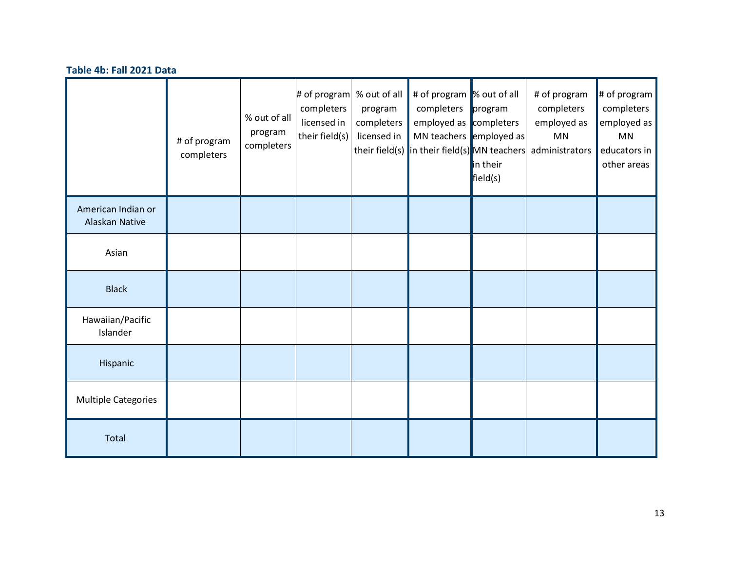**Table 4b: Fall 2021 Data**

| | # of program completers | % out of all program completers | # of program completers licensed in their field(s) | % out of all program completers licensed in their field(s) | # of program completers employed as MN teachers in their field(s) | % out of all program completers employed as MN teachers in their field(s) | # of program completers employed as MN administrators | # of program completers employed as MN educators in other areas |
|---|---|---|---|---|---|---|---|---|
| American Indian or Alaskan Native | | | | | | | | |
| Asian | | | | | | | | |
| Black | | | | | | | | |
| Hawaiian/Pacific Islander | | | | | | | | |
| Hispanic | | | | | | | | |
| Multiple Categories | | | | | | | | |
| Total | | | | | | | | |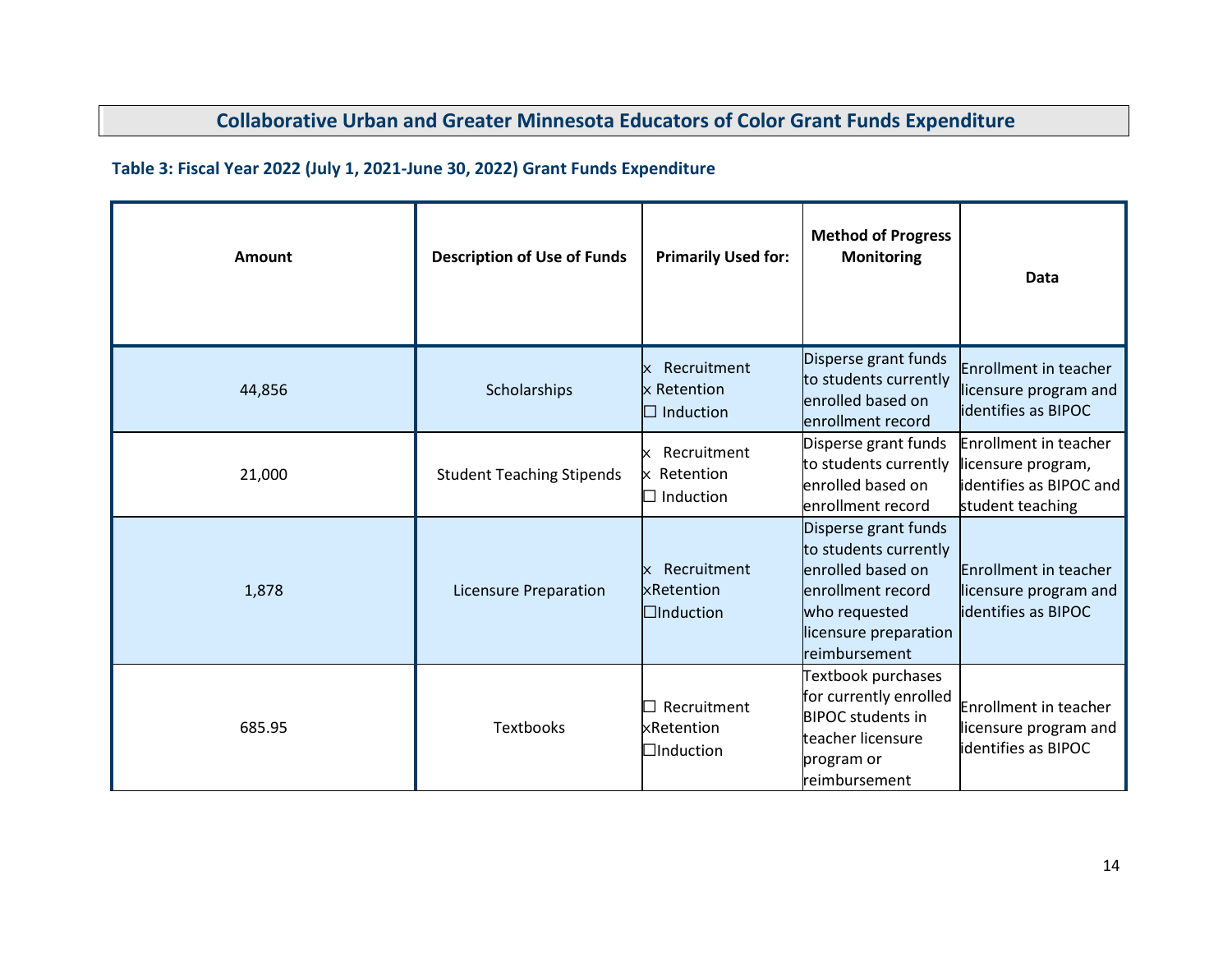## Collaborative Urban and Greater Minnesota Educators of Color Grant Funds Expenditure

### Table 3: Fiscal Year 2022 (July 1, 2021-June 30, 2022) Grant Funds Expenditure

| Amount | Description of Use of Funds | Primarily Used for: | Method of Progress Monitoring | Data |
|---|---|---|---|---|
| 44,856 | Scholarships | × Recruitment<br>× Retention<br>☐ Induction | Disperse grant funds to students currently enrolled based on enrollment record | Enrollment in teacher licensure program and identifies as BIPOC |
| 21,000 | Student Teaching Stipends | × Recruitment<br>× Retention<br>☐ Induction | Disperse grant funds to students currently enrolled based on enrollment record | Enrollment in teacher licensure program, identifies as BIPOC and student teaching |
| 1,878 | Licensure Preparation | × Recruitment<br>×Retention<br>☐Induction | Disperse grant funds to students currently enrolled based on enrollment record who requested licensure preparation reimbursement | Enrollment in teacher licensure program and identifies as BIPOC |
| 685.95 | Textbooks | ☐ Recruitment<br>×Retention<br>☐Induction | Textbook purchases for currently enrolled BIPOC students in teacher licensure program or reimbursement | Enrollment in teacher licensure program and identifies as BIPOC |